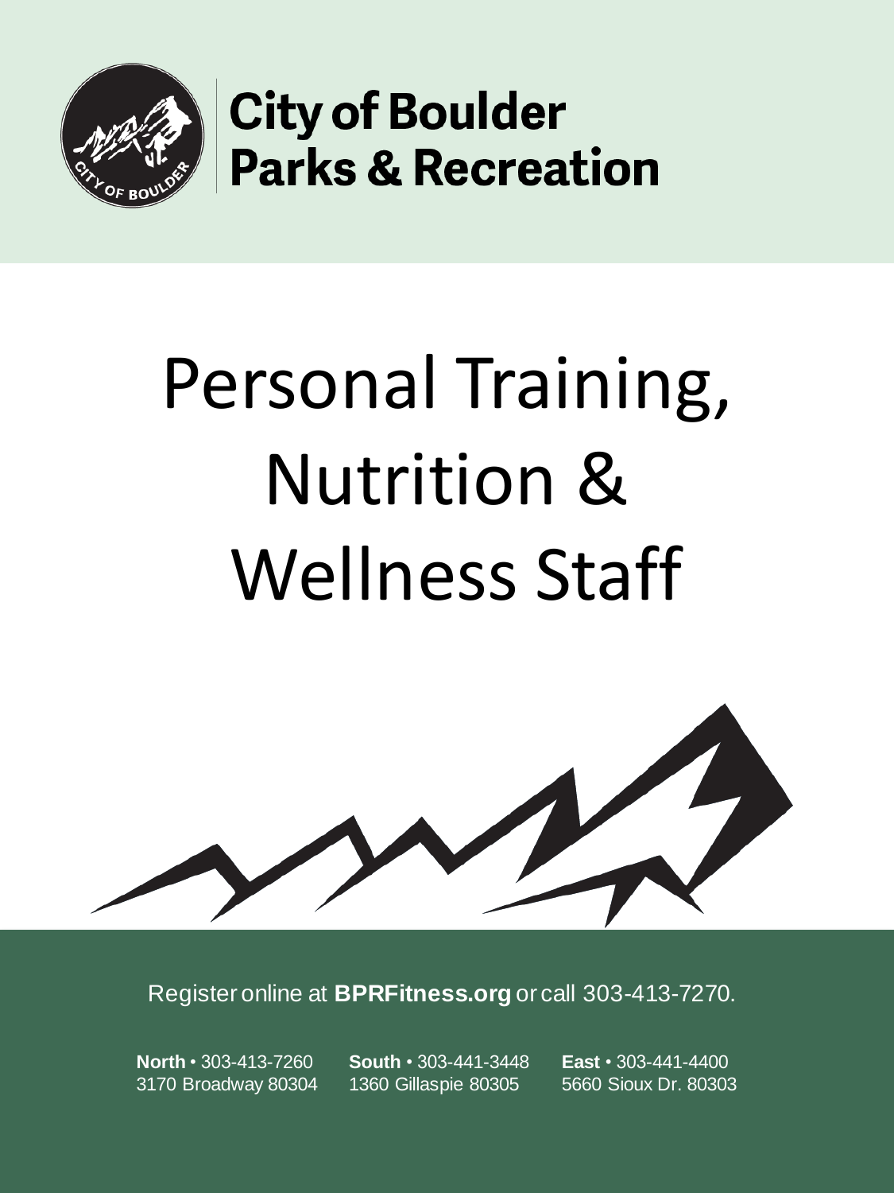**City of Boulder**
**Parks & Recreation**

# Personal Training, Nutrition & Wellness Staff

Register online at **BPRFitness.org** or call 303-413-7270.

**North** • 303-413-7260
3170 Broadway 80304

**South** • 303-441-3448
1360 Gillaspie 80305

**East** • 303-441-4400
5660 Sioux Dr. 80303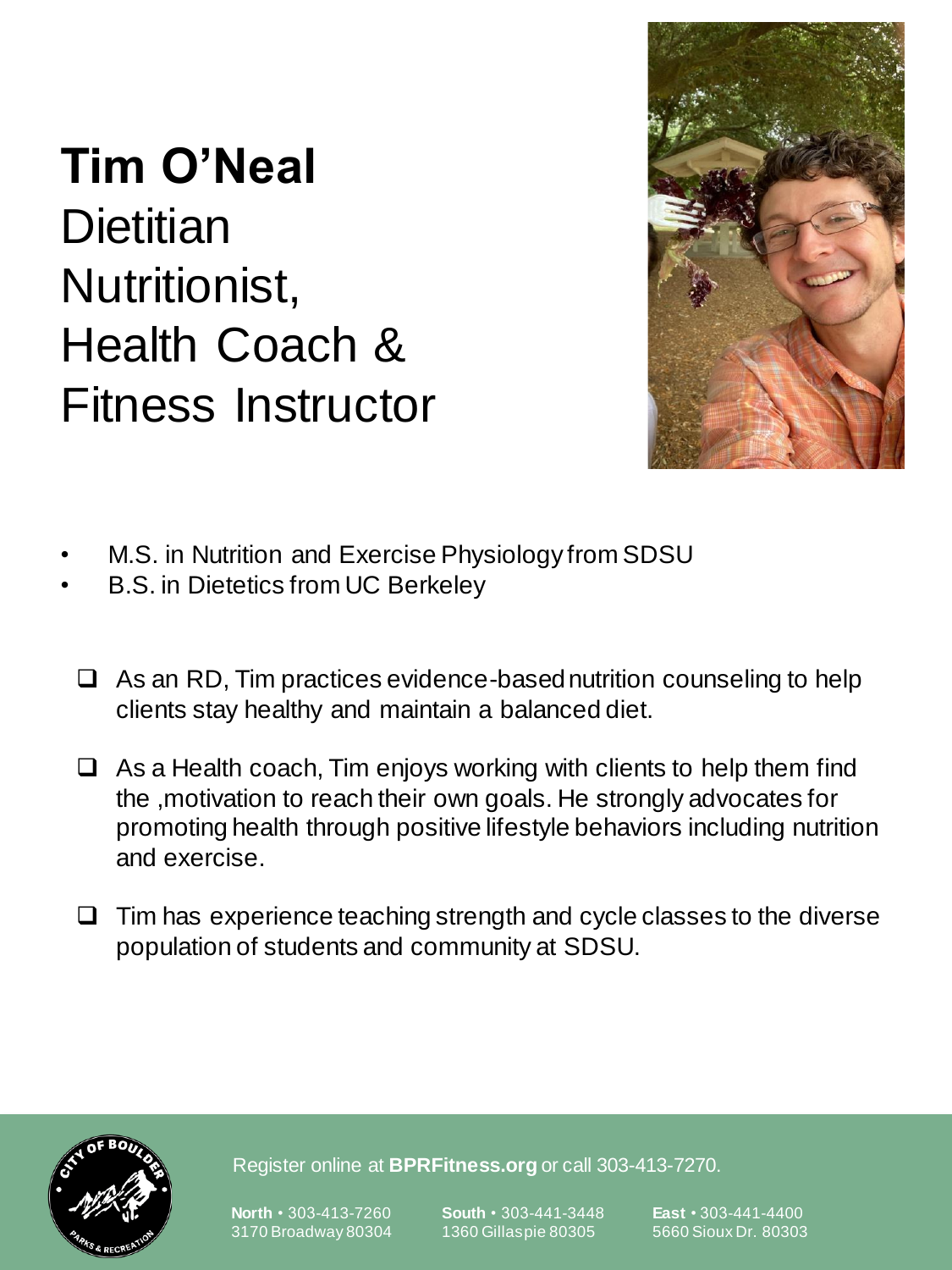# Tim O'Neal

## Dietitian Nutritionist, Health Coach & Fitness Instructor

- M.S. in Nutrition and Exercise Physiology from SDSU
- B.S. in Dietetics from UC Berkeley

- [ ] As an RD, Tim practices evidence-based nutrition counseling to help clients stay healthy and maintain a balanced diet.
- [ ] As a Health coach, Tim enjoys working with clients to help them find the ,motivation to reach their own goals. He strongly advocates for promoting health through positive lifestyle behaviors including nutrition and exercise.
- [ ] Tim has experience teaching strength and cycle classes to the diverse population of students and community at SDSU.

Register online at **BPRFitness.org** or call 303-413-7270.

**North** • 303-413-7260
3170 Broadway 80304

**South** • 303-441-3448
1360 Gillaspie 80305

**East** • 303-441-4400
5660 Sioux Dr. 80303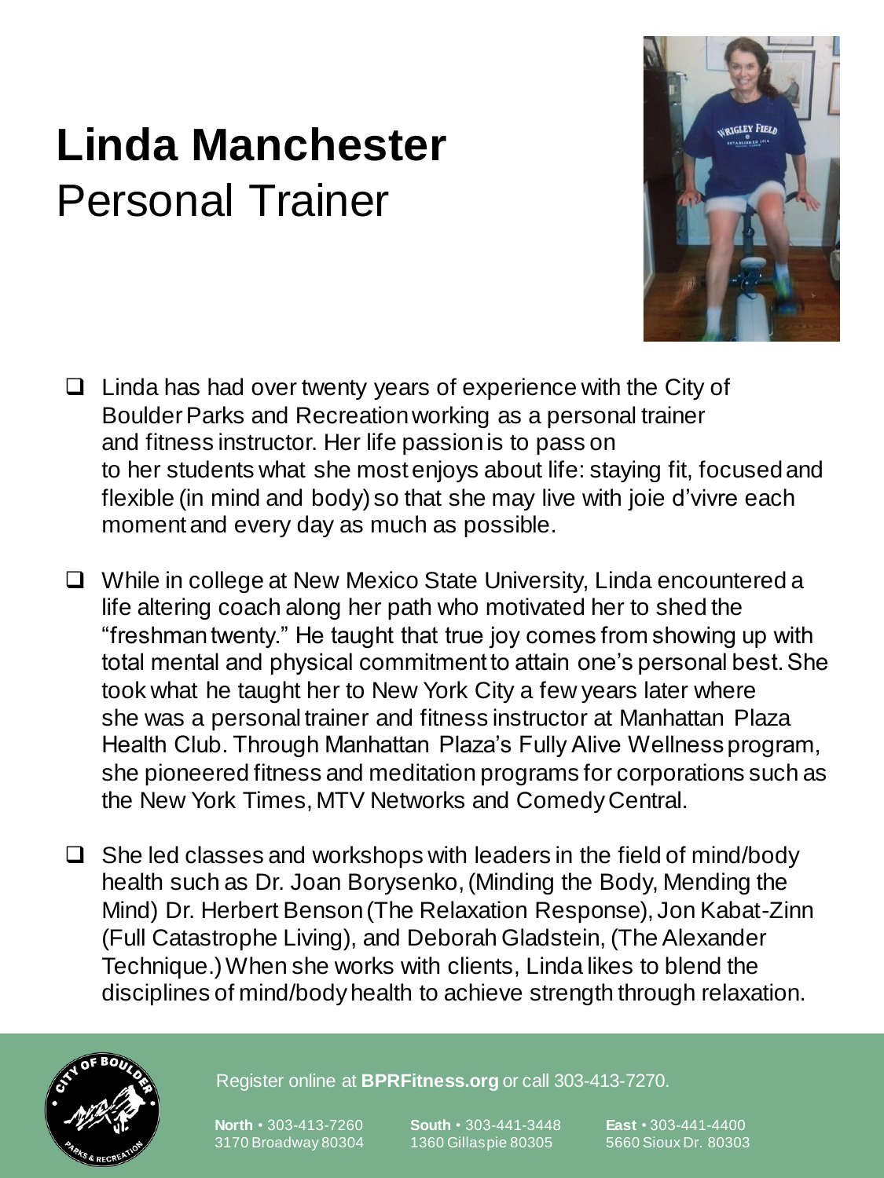# Linda Manchester

## Personal Trainer

- Linda has had over twenty years of experience with the City of Boulder Parks and Recreation working as a personal trainer and fitness instructor. Her life passion is to pass on to her students what she most enjoys about life: staying fit, focused and flexible (in mind and body) so that she may live with joie d'vivre each moment and every day as much as possible.

- While in college at New Mexico State University, Linda encountered a life altering coach along her path who motivated her to shed the "freshman twenty." He taught that true joy comes from showing up with total mental and physical commitment to attain one's personal best. She took what he taught her to New York City a few years later where she was a personal trainer and fitness instructor at Manhattan Plaza Health Club. Through Manhattan Plaza's Fully Alive Wellness program, she pioneered fitness and meditation programs for corporations such as the New York Times, MTV Networks and Comedy Central.

- She led classes and workshops with leaders in the field of mind/body health such as Dr. Joan Borysenko, (Minding the Body, Mending the Mind) Dr. Herbert Benson (The Relaxation Response), Jon Kabat-Zinn (Full Catastrophe Living), and Deborah Gladstein, (The Alexander Technique.) When she works with clients, Linda likes to blend the disciplines of mind/body health to achieve strength through relaxation.

Register online at **BPRFitness.org** or call 303-413-7270.

**North** • 303-413-7260
3170 Broadway 80304

**South** • 303-441-3448
1360 Gillaspie 80305

**East** • 303-441-4400
5660 Sioux Dr. 80303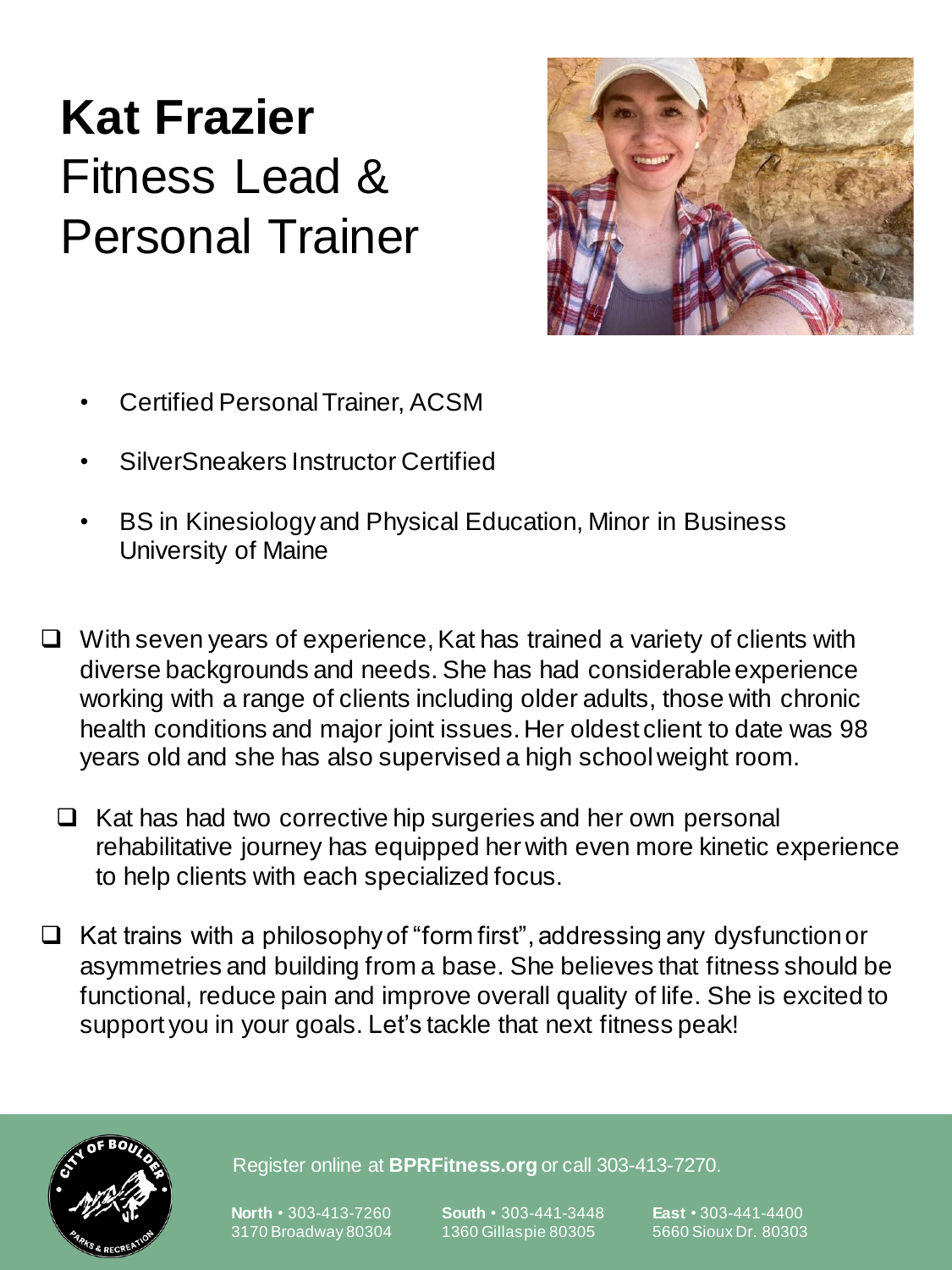# Kat Frazier
## Fitness Lead & Personal Trainer

- Certified Personal Trainer, ACSM
- SilverSneakers Instructor Certified
- BS in Kinesiology and Physical Education, Minor in Business
  University of Maine

- With seven years of experience, Kat has trained a variety of clients with diverse backgrounds and needs. She has had considerable experience working with a range of clients including older adults, those with chronic health conditions and major joint issues. Her oldest client to date was 98 years old and she has also supervised a high school weight room.
  - Kat has had two corrective hip surgeries and her own personal rehabilitative journey has equipped her with even more kinetic experience to help clients with each specialized focus.
- Kat trains with a philosophy of "form first", addressing any dysfunction or asymmetries and building from a base. She believes that fitness should be functional, reduce pain and improve overall quality of life. She is excited to support you in your goals. Let's tackle that next fitness peak!

Register online at **BPRFitness.org** or call 303-413-7270.

**North** • 303-413-7260
3170 Broadway 80304

**South** • 303-441-3448
1360 Gillaspie 80305

**East** • 303-441-4400
5660 Sioux Dr. 80303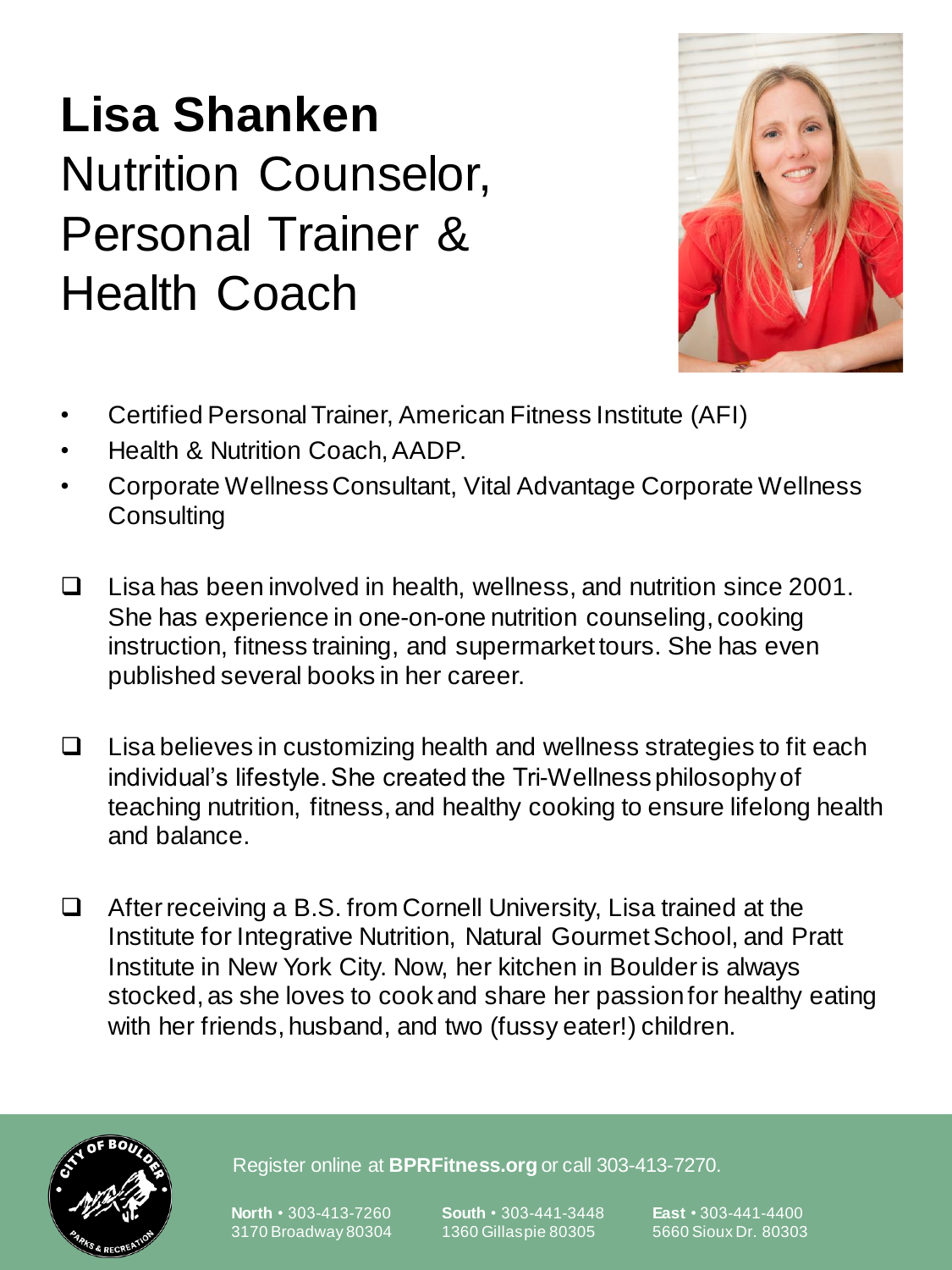# Lisa Shanken

## Nutrition Counselor, Personal Trainer & Health Coach

- Certified Personal Trainer, American Fitness Institute (AFI)
- Health & Nutrition Coach, AADP.
- Corporate Wellness Consultant, Vital Advantage Corporate Wellness Consulting

- Lisa has been involved in health, wellness, and nutrition since 2001. She has experience in one-on-one nutrition counseling, cooking instruction, fitness training, and supermarket tours. She has even published several books in her career.

- Lisa believes in customizing health and wellness strategies to fit each individual's lifestyle. She created the Tri-Wellness philosophy of teaching nutrition, fitness, and healthy cooking to ensure lifelong health and balance.

- After receiving a B.S. from Cornell University, Lisa trained at the Institute for Integrative Nutrition, Natural Gourmet School, and Pratt Institute in New York City. Now, her kitchen in Boulder is always stocked, as she loves to cook and share her passion for healthy eating with her friends, husband, and two (fussy eater!) children.

Register online at **BPRFitness.org** or call 303-413-7270.

**North** • 303-413-7260
3170 Broadway 80304

**South** • 303-441-3448
1360 Gillaspie 80305

**East** • 303-441-4400
5660 Sioux Dr. 80303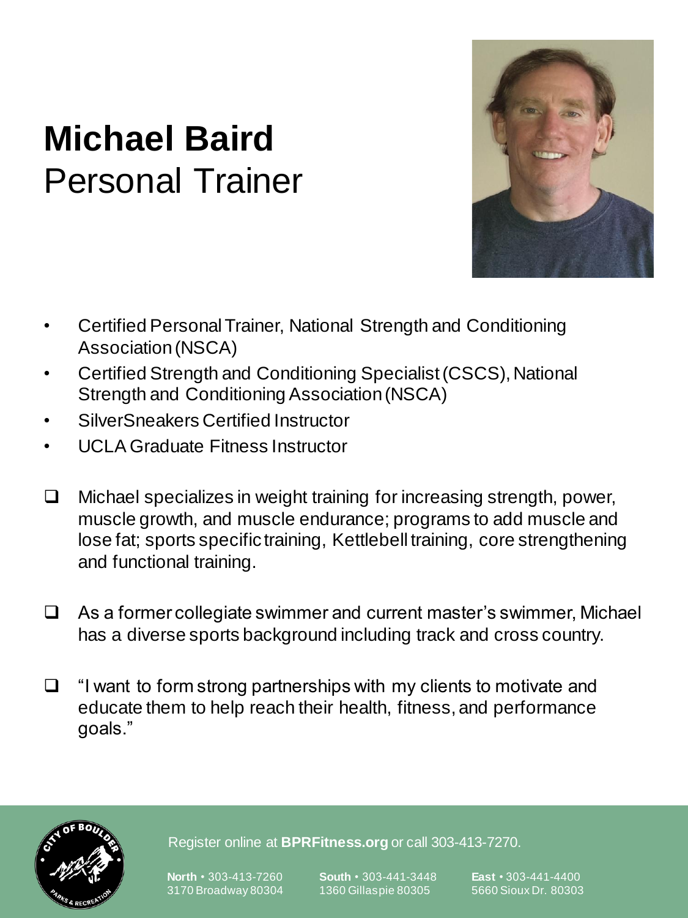# Michael Baird
## Personal Trainer

- Certified Personal Trainer, National Strength and Conditioning Association (NSCA)
- Certified Strength and Conditioning Specialist (CSCS), National Strength and Conditioning Association (NSCA)
- SilverSneakers Certified Instructor
- UCLA Graduate Fitness Instructor

- ❑ Michael specializes in weight training for increasing strength, power, muscle growth, and muscle endurance; programs to add muscle and lose fat; sports specific training, Kettlebell training, core strengthening and functional training.

- ❑ As a former collegiate swimmer and current master's swimmer, Michael has a diverse sports background including track and cross country.

- ❑ "I want to form strong partnerships with my clients to motivate and educate them to help reach their health, fitness, and performance goals."

Register online at **BPRFitness.org** or call 303-413-7270.

**North** • 303-413-7260
3170 Broadway 80304

**South** • 303-441-3448
1360 Gillaspie 80305

**East** • 303-441-4400
5660 Sioux Dr. 80303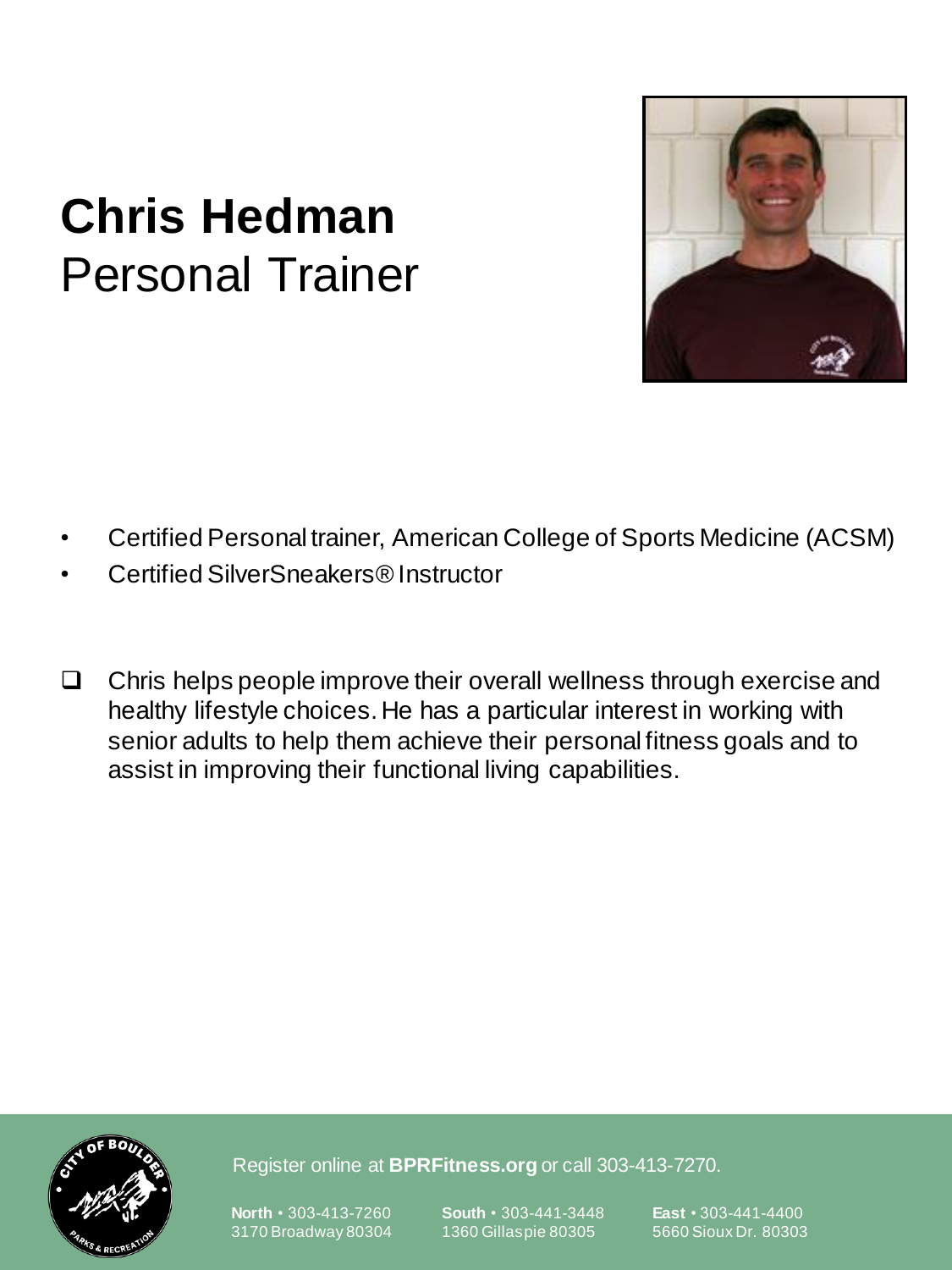# Chris Hedman
## Personal Trainer

- Certified Personal trainer, American College of Sports Medicine (ACSM)
- Certified SilverSneakers® Instructor

- [ ] Chris helps people improve their overall wellness through exercise and healthy lifestyle choices. He has a particular interest in working with senior adults to help them achieve their personal fitness goals and to assist in improving their functional living capabilities.

Register online at **BPRFitness.org** or call 303-413-7270.

**North** • 303-413-7260
3170 Broadway 80304

**South** • 303-441-3448
1360 Gillaspie 80305

**East** • 303-441-4400
5660 Sioux Dr. 80303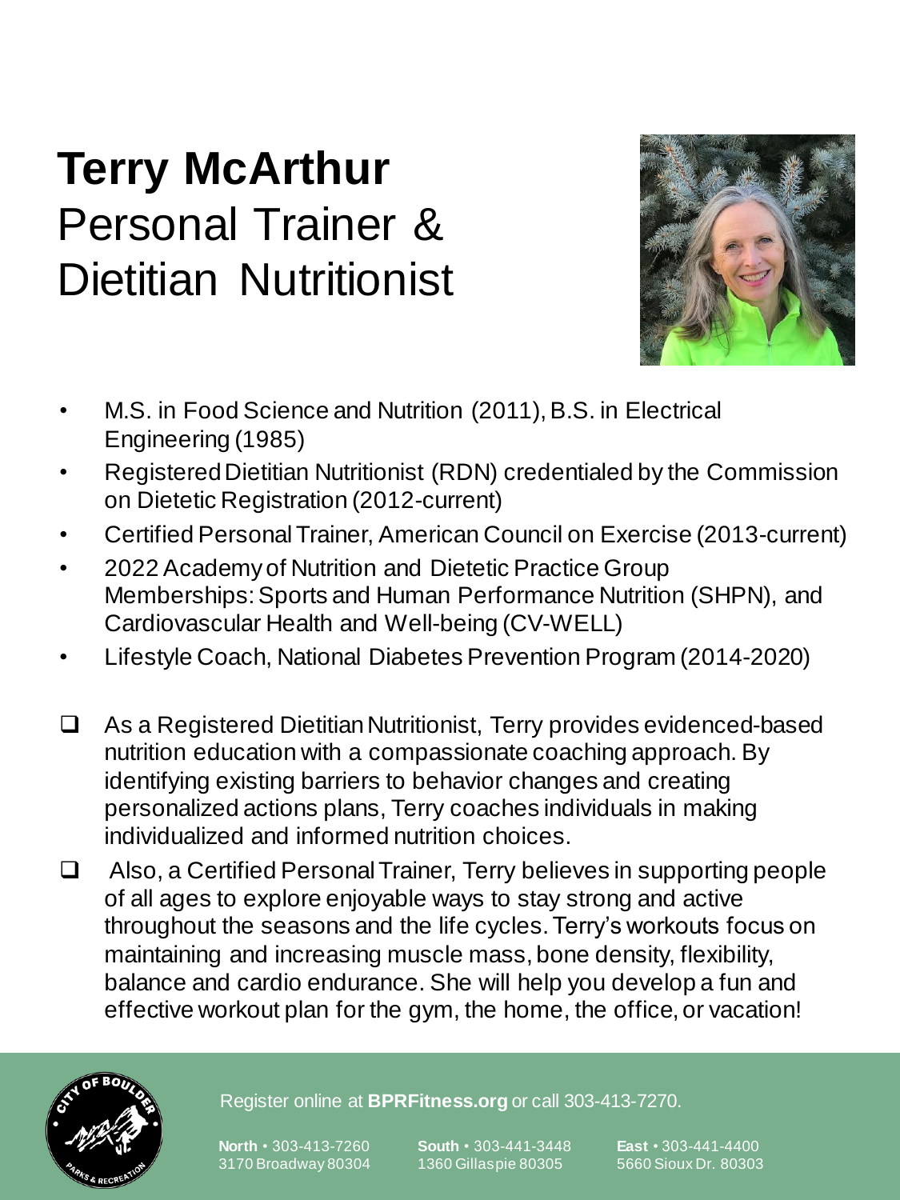# Terry McArthur

## Personal Trainer & Dietitian Nutritionist

- M.S. in Food Science and Nutrition (2011), B.S. in Electrical Engineering (1985)
- Registered Dietitian Nutritionist (RDN) credentialed by the Commission on Dietetic Registration (2012-current)
- Certified Personal Trainer, American Council on Exercise (2013-current)
- 2022 Academy of Nutrition and Dietetic Practice Group Memberships: Sports and Human Performance Nutrition (SHPN), and Cardiovascular Health and Well-being (CV-WELL)
- Lifestyle Coach, National Diabetes Prevention Program (2014-2020)

- As a Registered Dietitian Nutritionist, Terry provides evidenced-based nutrition education with a compassionate coaching approach. By identifying existing barriers to behavior changes and creating personalized actions plans, Terry coaches individuals in making individualized and informed nutrition choices.
- Also, a Certified Personal Trainer, Terry believes in supporting people of all ages to explore enjoyable ways to stay strong and active throughout the seasons and the life cycles. Terry's workouts focus on maintaining and increasing muscle mass, bone density, flexibility, balance and cardio endurance. She will help you develop a fun and effective workout plan for the gym, the home, the office, or vacation!

Register online at **BPRFitness.org** or call 303-413-7270.

**North** • 303-413-7260
3170 Broadway 80304

**South** • 303-441-3448
1360 Gillaspie 80305

**East** • 303-441-4400
5660 Sioux Dr. 80303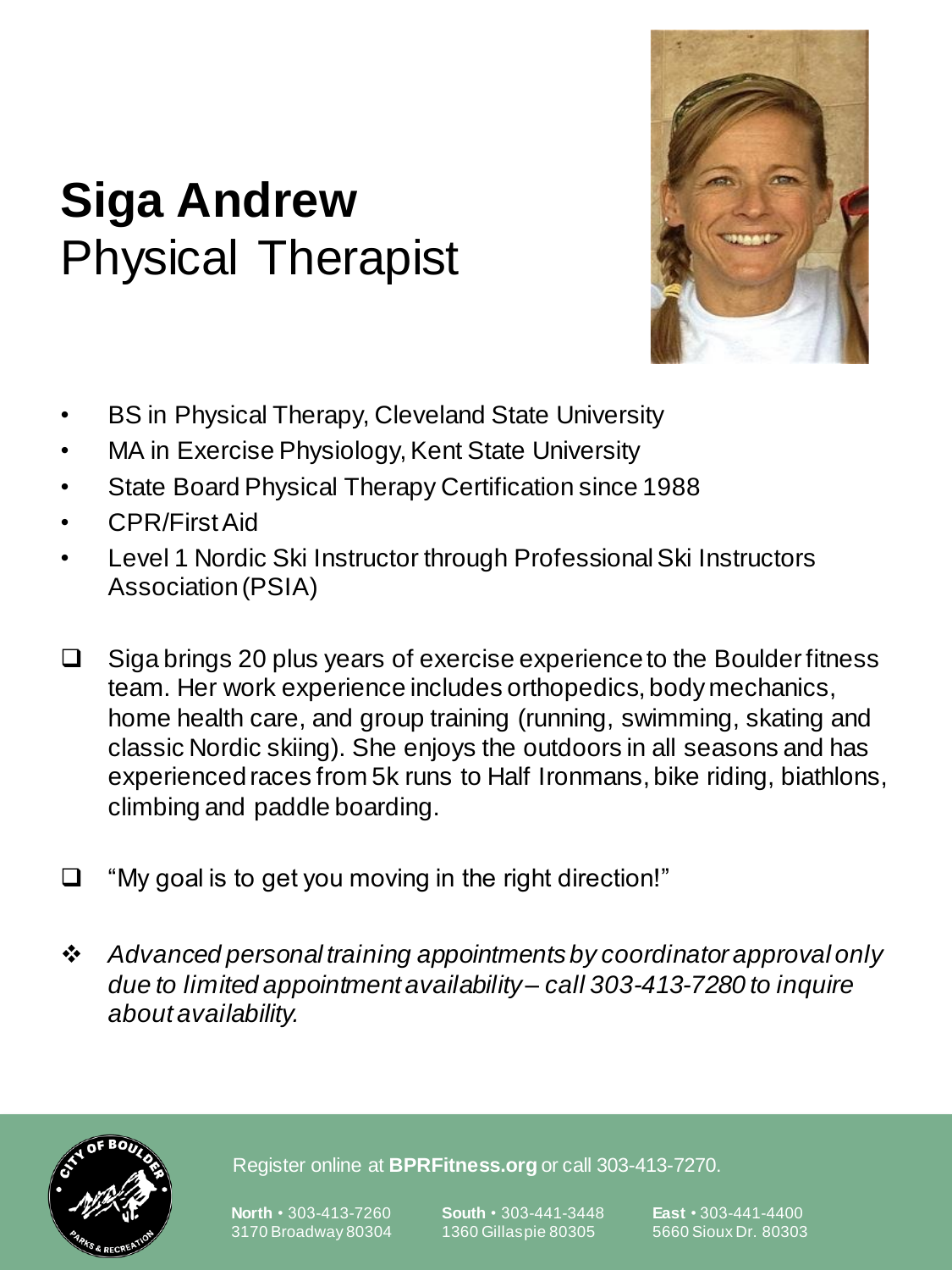# Siga Andrew
## Physical Therapist

- BS in Physical Therapy, Cleveland State University
- MA in Exercise Physiology, Kent State University
- State Board Physical Therapy Certification since 1988
- CPR/First Aid
- Level 1 Nordic Ski Instructor through Professional Ski Instructors Association (PSIA)

- Siga brings 20 plus years of exercise experience to the Boulder fitness team. Her work experience includes orthopedics, body mechanics, home health care, and group training (running, swimming, skating and classic Nordic skiing). She enjoys the outdoors in all seasons and has experienced races from 5k runs to Half Ironmans, bike riding, biathlons, climbing and paddle boarding.

- "My goal is to get you moving in the right direction!"

- *Advanced personal training appointments by coordinator approval only due to limited appointment availability – call 303-413-7280 to inquire about availability.*

Register online at **BPRFitness.org** or call 303-413-7270.

**North** • 303-413-7260
3170 Broadway 80304

**South** • 303-441-3448
1360 Gillaspie 80305

**East** • 303-441-4400
5660 Sioux Dr. 80303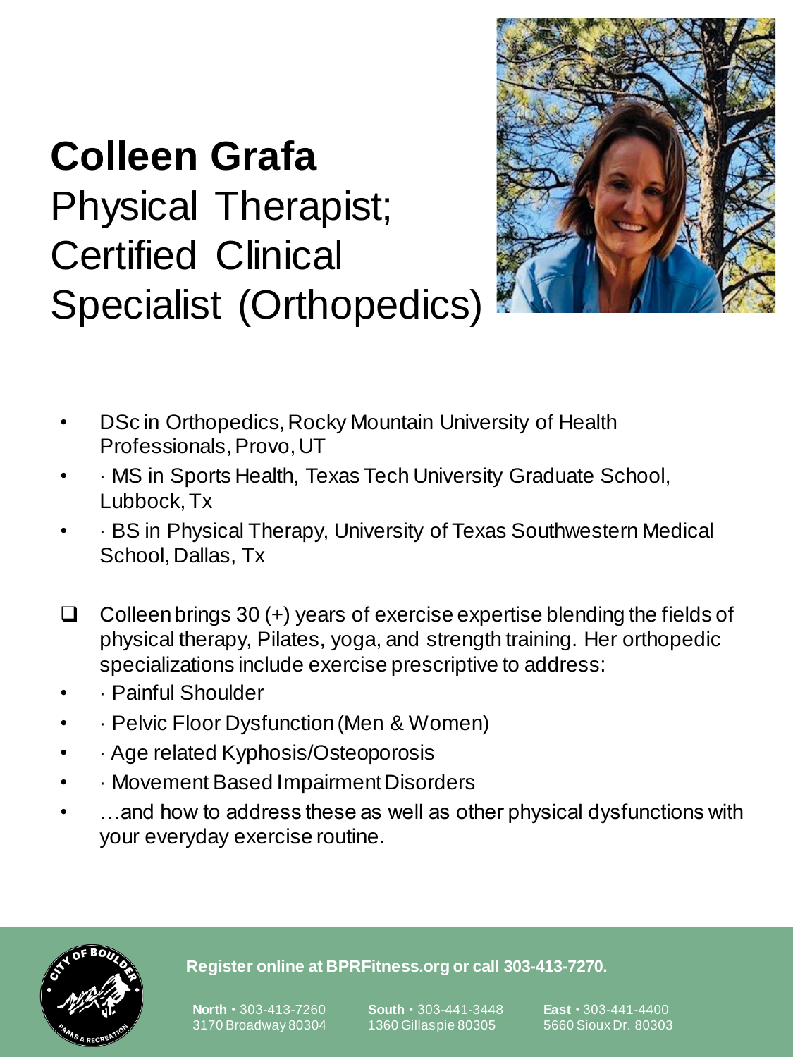# Colleen Grafa

## Physical Therapist; Certified Clinical Specialist (Orthopedics)

- DSc in Orthopedics, Rocky Mountain University of Health Professionals, Provo, UT
- · MS in Sports Health, Texas Tech University Graduate School, Lubbock, Tx
- · BS in Physical Therapy, University of Texas Southwestern Medical School, Dallas, Tx

- Colleen brings 30 (+) years of exercise expertise blending the fields of physical therapy, Pilates, yoga, and strength training. Her orthopedic specializations include exercise prescriptive to address:

- · Painful Shoulder
- · Pelvic Floor Dysfunction (Men & Women)
- · Age related Kyphosis/Osteoporosis
- · Movement Based Impairment Disorders
- …and how to address these as well as other physical dysfunctions with your everyday exercise routine.

**Register online at BPRFitness.org or call 303-413-7270.**

**North** • 303-413-7260
3170 Broadway 80304

**South** • 303-441-3448
1360 Gillaspie 80305

**East** • 303-441-4400
5660 Sioux Dr. 80303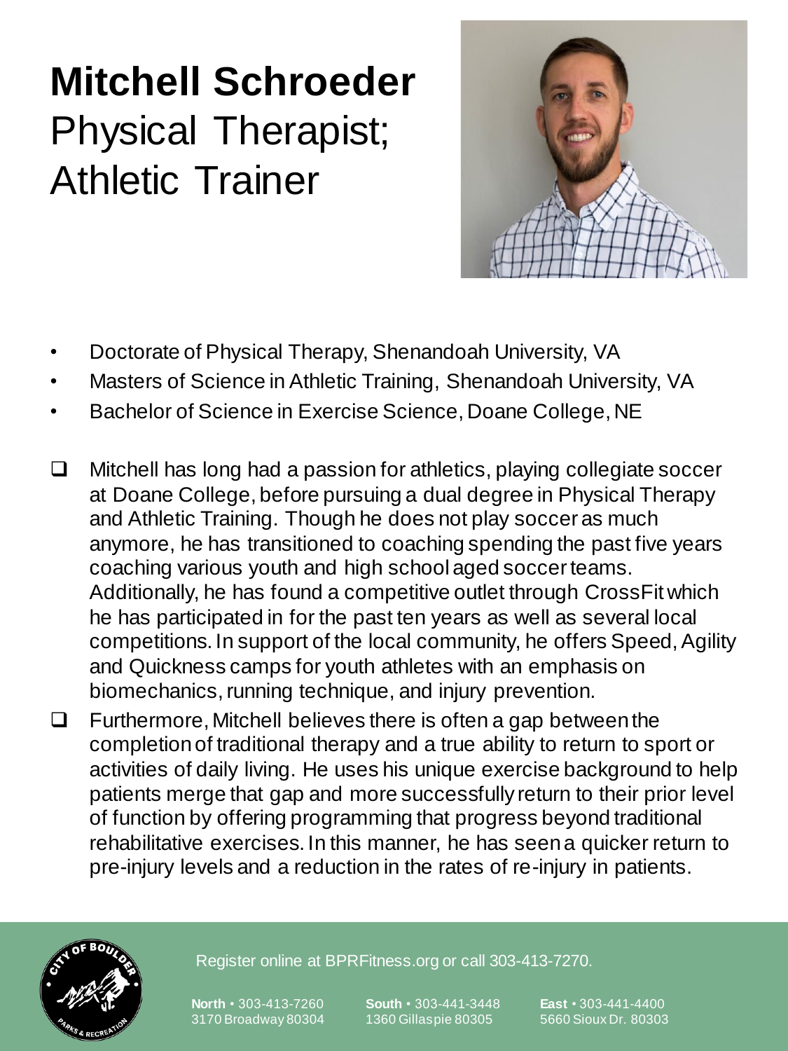# Mitchell Schroeder

## Physical Therapist; Athletic Trainer

- Doctorate of Physical Therapy, Shenandoah University, VA
- Masters of Science in Athletic Training, Shenandoah University, VA
- Bachelor of Science in Exercise Science, Doane College, NE

- Mitchell has long had a passion for athletics, playing collegiate soccer at Doane College, before pursuing a dual degree in Physical Therapy and Athletic Training. Though he does not play soccer as much anymore, he has transitioned to coaching spending the past five years coaching various youth and high school aged soccer teams. Additionally, he has found a competitive outlet through CrossFit which he has participated in for the past ten years as well as several local competitions. In support of the local community, he offers Speed, Agility and Quickness camps for youth athletes with an emphasis on biomechanics, running technique, and injury prevention.
- Furthermore, Mitchell believes there is often a gap between the completion of traditional therapy and a true ability to return to sport or activities of daily living. He uses his unique exercise background to help patients merge that gap and more successfully return to their prior level of function by offering programming that progress beyond traditional rehabilitative exercises. In this manner, he has seen a quicker return to pre-injury levels and a reduction in the rates of re-injury in patients.

Register online at BPRFitness.org or call 303-413-7270.

**North** • 303-413-7260
3170 Broadway 80304

**South** • 303-441-3448
1360 Gillaspie 80305

**East** • 303-441-4400
5660 Sioux Dr. 80303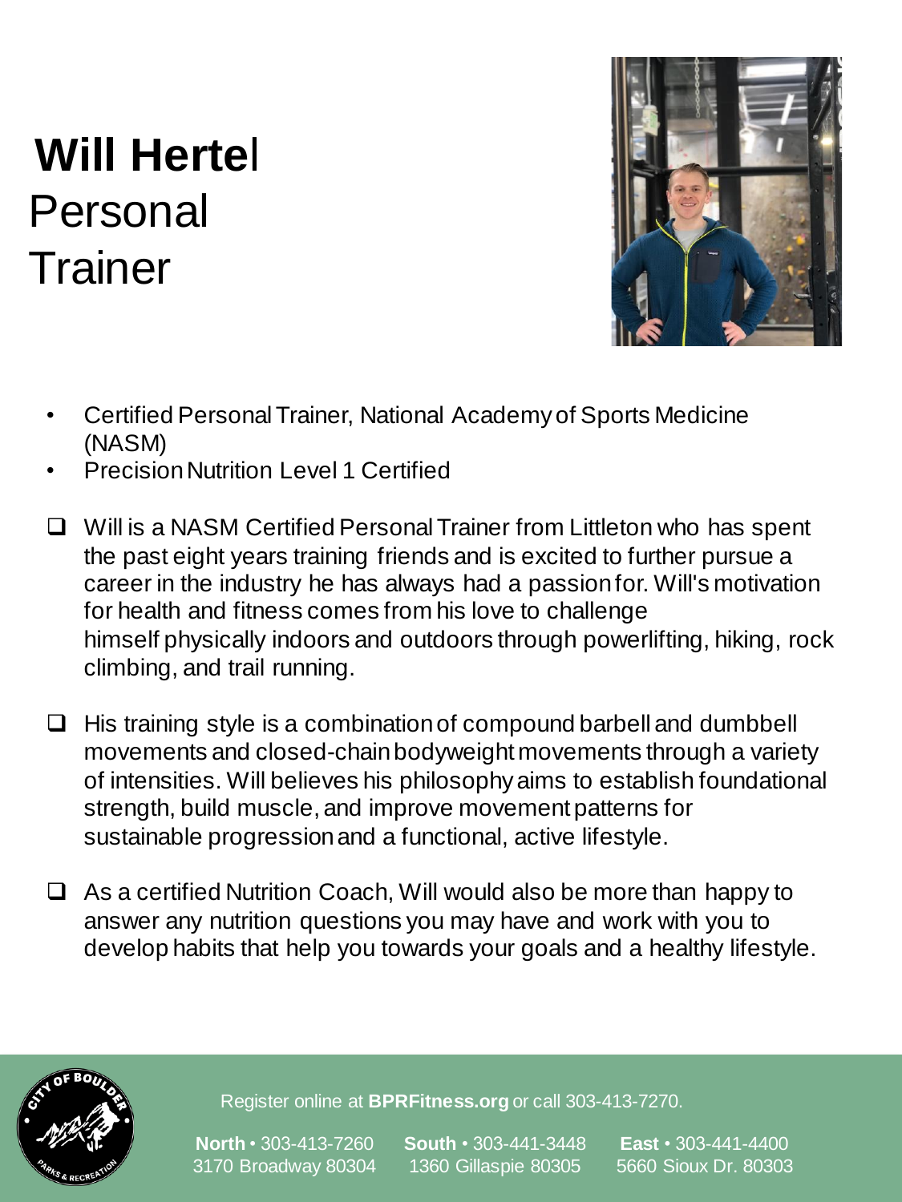# Will Hertel
## Personal Trainer

- Certified Personal Trainer, National Academy of Sports Medicine (NASM)
- Precision Nutrition Level 1 Certified

- Will is a NASM Certified Personal Trainer from Littleton who has spent the past eight years training friends and is excited to further pursue a career in the industry he has always had a passion for. Will's motivation for health and fitness comes from his love to challenge himself physically indoors and outdoors through powerlifting, hiking, rock climbing, and trail running.

- His training style is a combination of compound barbell and dumbbell movements and closed-chain bodyweight movements through a variety of intensities. Will believes his philosophy aims to establish foundational strength, build muscle, and improve movement patterns for sustainable progression and a functional, active lifestyle.

- As a certified Nutrition Coach, Will would also be more than happy to answer any nutrition questions you may have and work with you to develop habits that help you towards your goals and a healthy lifestyle.

Register online at **BPRFitness.org** or call 303-413-7270.

**North** • 303-413-7260
3170 Broadway 80304

**South** • 303-441-3448
1360 Gillaspie 80305

**East** • 303-441-4400
5660 Sioux Dr. 80303